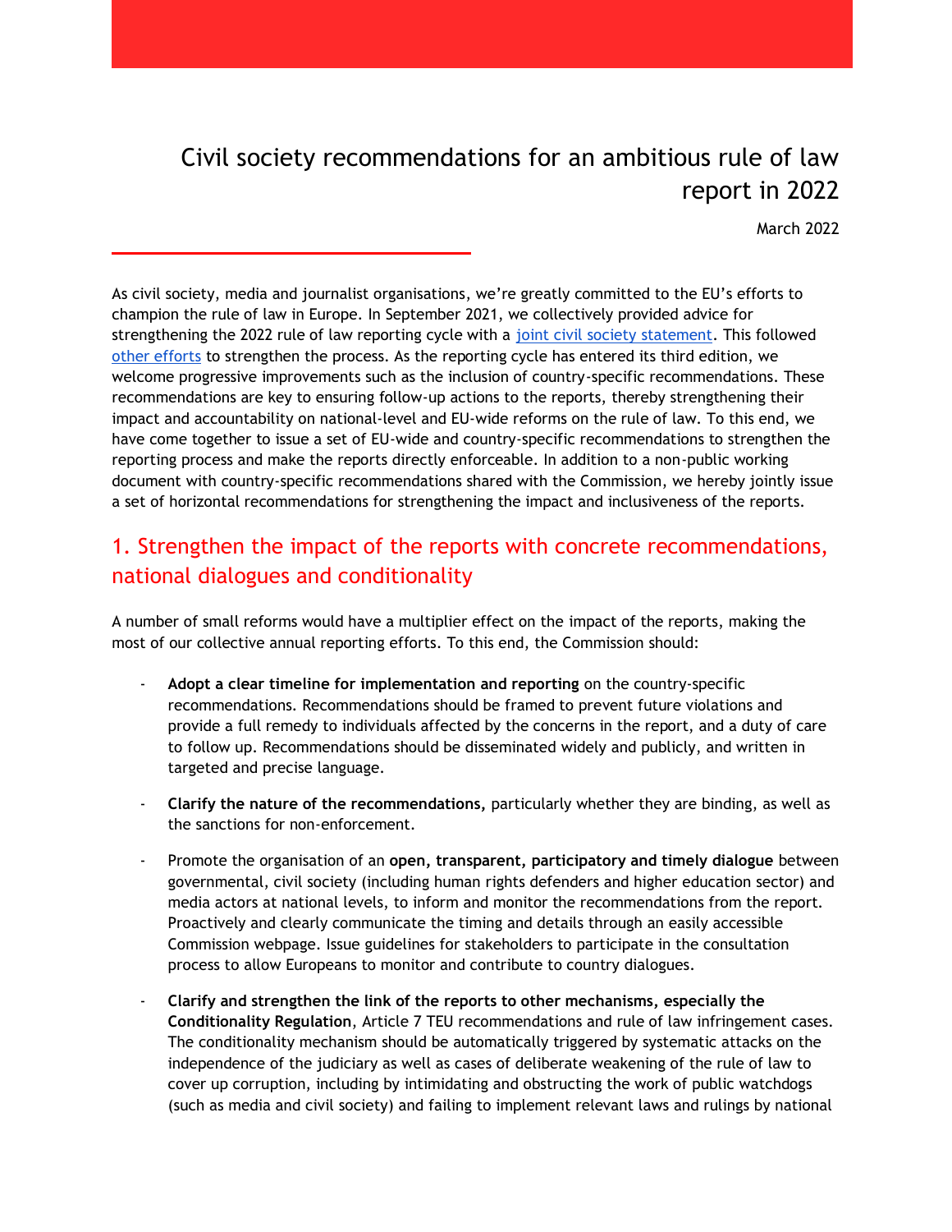# Civil society recommendations for an ambitious rule of law report in 2022

March 2022

As civil society, media and journalist organisations, we're greatly committed to the EU's efforts to champion the rule of law in Europe. In September 2021, we collectively provided advice for strengthening the 2022 rule of law reporting cycle with a joint civil society statement. This followed other efforts to strengthen the process. As the reporting cycle has entered its third edition, we welcome progressive improvements such as the inclusion of country-specific recommendations. These recommendations are key to ensuring follow-up actions to the reports, thereby strengthening their impact and accountability on national-level and EU-wide reforms on the rule of law. To this end, we have come together to issue a set of EU-wide and country-specific recommendations to strengthen the reporting process and make the reports directly enforceable. In addition to a non-public working document with country-specific recommendations shared with the Commission, we hereby jointly issue a set of horizontal recommendations for strengthening the impact and inclusiveness of the reports.

## 1. Strengthen the impact of the reports with concrete recommendations, national dialogues and conditionality

A number of small reforms would have a multiplier effect on the impact of the reports, making the most of our collective annual reporting efforts. To this end, the Commission should:

- **Adopt a clear timeline for implementation and reporting** on the country-specific recommendations. Recommendations should be framed to prevent future violations and provide a full remedy to individuals affected by the concerns in the report, and a duty of care to follow up. Recommendations should be disseminated widely and publicly, and written in targeted and precise language.

- **Clarify the nature of the recommendations,** particularly whether they are binding, as well as the sanctions for non-enforcement.

- Promote the organisation of an **open, transparent, participatory and timely dialogue** between governmental, civil society (including human rights defenders and higher education sector) and media actors at national levels, to inform and monitor the recommendations from the report. Proactively and clearly communicate the timing and details through an easily accessible Commission webpage. Issue guidelines for stakeholders to participate in the consultation process to allow Europeans to monitor and contribute to country dialogues.

- **Clarify and strengthen the link of the reports to other mechanisms, especially the Conditionality Regulation**, Article 7 TEU recommendations and rule of law infringement cases. The conditionality mechanism should be automatically triggered by systematic attacks on the independence of the judiciary as well as cases of deliberate weakening of the rule of law to cover up corruption, including by intimidating and obstructing the work of public watchdogs (such as media and civil society) and failing to implement relevant laws and rulings by national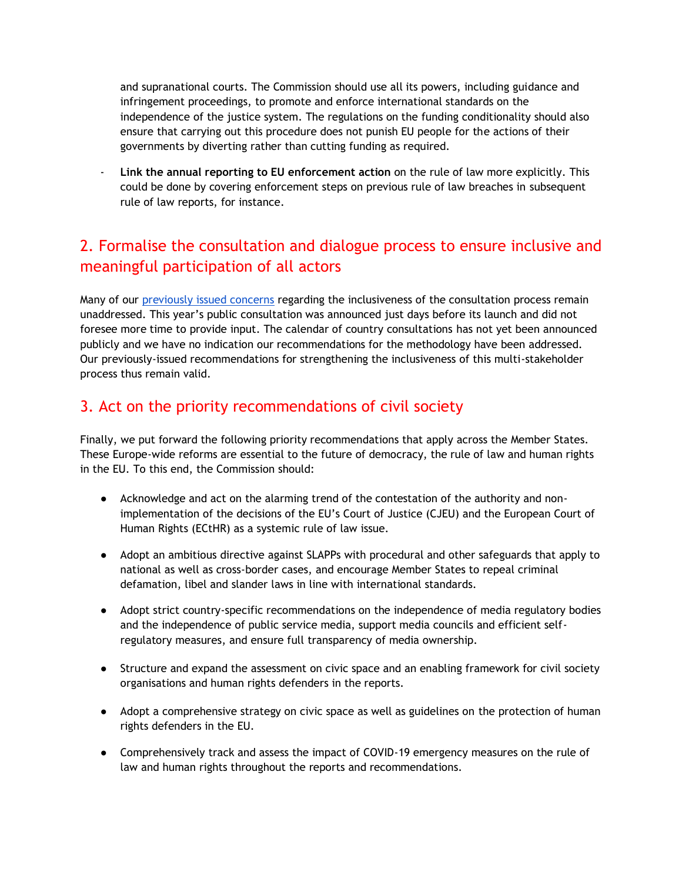and supranational courts. The Commission should use all its powers, including guidance and infringement proceedings, to promote and enforce international standards on the independence of the justice system. The regulations on the funding conditionality should also ensure that carrying out this procedure does not punish EU people for the actions of their governments by diverting rather than cutting funding as required.

- **Link the annual reporting to EU enforcement action** on the rule of law more explicitly. This could be done by covering enforcement steps on previous rule of law breaches in subsequent rule of law reports, for instance.

## 2. Formalise the consultation and dialogue process to ensure inclusive and meaningful participation of all actors

Many of our previously issued concerns regarding the inclusiveness of the consultation process remain unaddressed. This year's public consultation was announced just days before its launch and did not foresee more time to provide input. The calendar of country consultations has not yet been announced publicly and we have no indication our recommendations for the methodology have been addressed. Our previously-issued recommendations for strengthening the inclusiveness of this multi-stakeholder process thus remain valid.

## 3. Act on the priority recommendations of civil society

Finally, we put forward the following priority recommendations that apply across the Member States. These Europe-wide reforms are essential to the future of democracy, the rule of law and human rights in the EU. To this end, the Commission should:

- Acknowledge and act on the alarming trend of the contestation of the authority and non-implementation of the decisions of the EU's Court of Justice (CJEU) and the European Court of Human Rights (ECtHR) as a systemic rule of law issue.
- Adopt an ambitious directive against SLAPPs with procedural and other safeguards that apply to national as well as cross-border cases, and encourage Member States to repeal criminal defamation, libel and slander laws in line with international standards.
- Adopt strict country-specific recommendations on the independence of media regulatory bodies and the independence of public service media, support media councils and efficient self-regulatory measures, and ensure full transparency of media ownership.
- Structure and expand the assessment on civic space and an enabling framework for civil society organisations and human rights defenders in the reports.
- Adopt a comprehensive strategy on civic space as well as guidelines on the protection of human rights defenders in the EU.
- Comprehensively track and assess the impact of COVID-19 emergency measures on the rule of law and human rights throughout the reports and recommendations.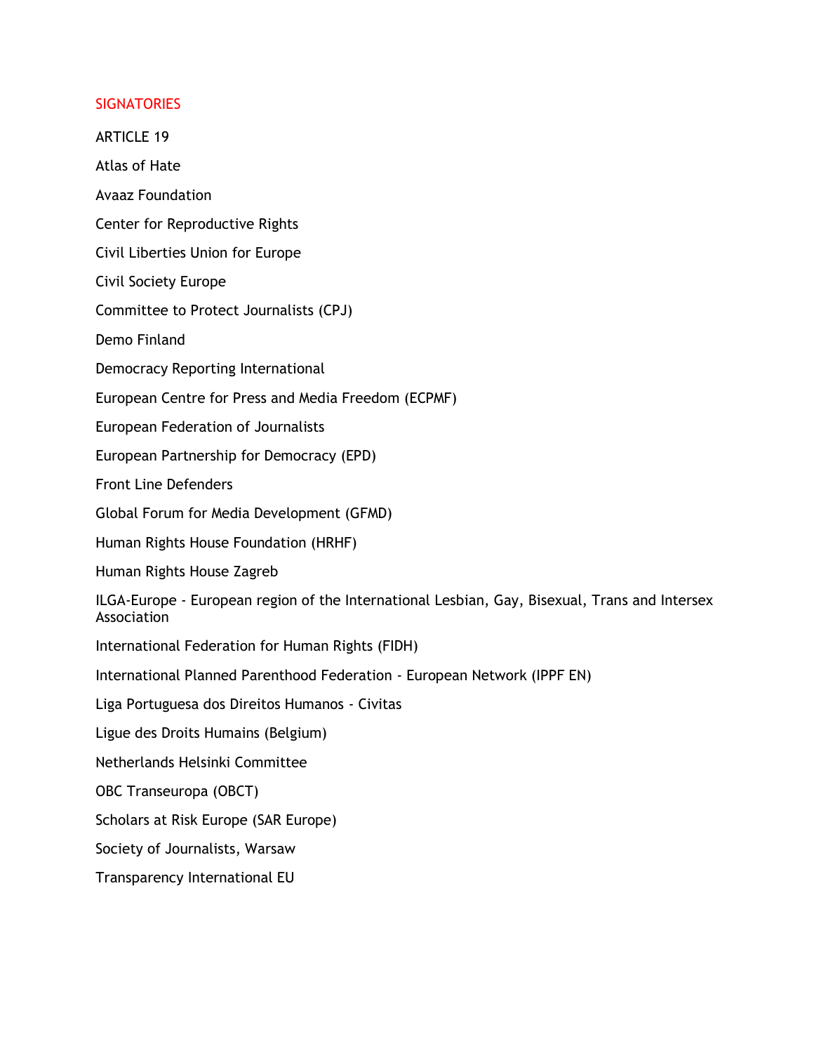## SIGNATORIES

ARTICLE 19

Atlas of Hate

Avaaz Foundation

Center for Reproductive Rights

Civil Liberties Union for Europe

Civil Society Europe

Committee to Protect Journalists (CPJ)

Demo Finland

Democracy Reporting International

European Centre for Press and Media Freedom (ECPMF)

European Federation of Journalists

European Partnership for Democracy (EPD)

Front Line Defenders

Global Forum for Media Development (GFMD)

Human Rights House Foundation (HRHF)

Human Rights House Zagreb

ILGA-Europe - European region of the International Lesbian, Gay, Bisexual, Trans and Intersex Association

International Federation for Human Rights (FIDH)

International Planned Parenthood Federation - European Network (IPPF EN)

Liga Portuguesa dos Direitos Humanos - Civitas

Ligue des Droits Humains (Belgium)

Netherlands Helsinki Committee

OBC Transeuropa (OBCT)

Scholars at Risk Europe (SAR Europe)

Society of Journalists, Warsaw

Transparency International EU